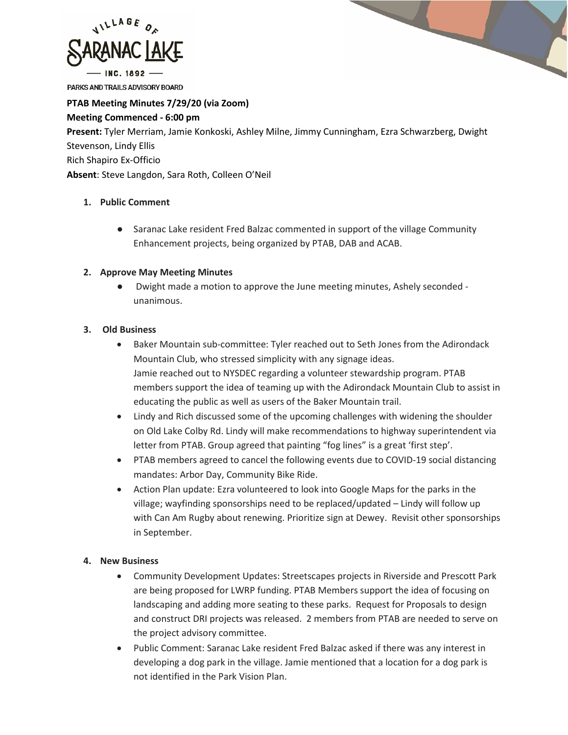VILLAGE OF SARANAC LAKE — INC. 1892 —

PARKS AND TRAILS ADVISORY BOARD

**PTAB Meeting Minutes 7/29/20 (via Zoom)**

**Meeting Commenced - 6:00 pm**

**Present:** Tyler Merriam, Jamie Konkoski, Ashley Milne, Jimmy Cunningham, Ezra Schwarzberg, Dwight Stevenson, Lindy Ellis

Rich Shapiro Ex-Officio

**Absent**: Steve Langdon, Sara Roth, Colleen O'Neil

1. **Public Comment**
   - Saranac Lake resident Fred Balzac commented in support of the village Community Enhancement projects, being organized by PTAB, DAB and ACAB.

2. **Approve May Meeting Minutes**
   - Dwight made a motion to approve the June meeting minutes, Ashely seconded - unanimous.

3. **Old Business**
   - Baker Mountain sub-committee: Tyler reached out to Seth Jones from the Adirondack Mountain Club, who stressed simplicity with any signage ideas.
     Jamie reached out to NYSDEC regarding a volunteer stewardship program. PTAB members support the idea of teaming up with the Adirondack Mountain Club to assist in educating the public as well as users of the Baker Mountain trail.
   - Lindy and Rich discussed some of the upcoming challenges with widening the shoulder on Old Lake Colby Rd. Lindy will make recommendations to highway superintendent via letter from PTAB. Group agreed that painting "fog lines" is a great 'first step'.
   - PTAB members agreed to cancel the following events due to COVID-19 social distancing mandates: Arbor Day, Community Bike Ride.
   - Action Plan update: Ezra volunteered to look into Google Maps for the parks in the village; wayfinding sponsorships need to be replaced/updated – Lindy will follow up with Can Am Rugby about renewing. Prioritize sign at Dewey. Revisit other sponsorships in September.

4. **New Business**
   - Community Development Updates: Streetscapes projects in Riverside and Prescott Park are being proposed for LWRP funding. PTAB Members support the idea of focusing on landscaping and adding more seating to these parks. Request for Proposals to design and construct DRI projects was released. 2 members from PTAB are needed to serve on the project advisory committee.
   - Public Comment: Saranac Lake resident Fred Balzac asked if there was any interest in developing a dog park in the village. Jamie mentioned that a location for a dog park is not identified in the Park Vision Plan.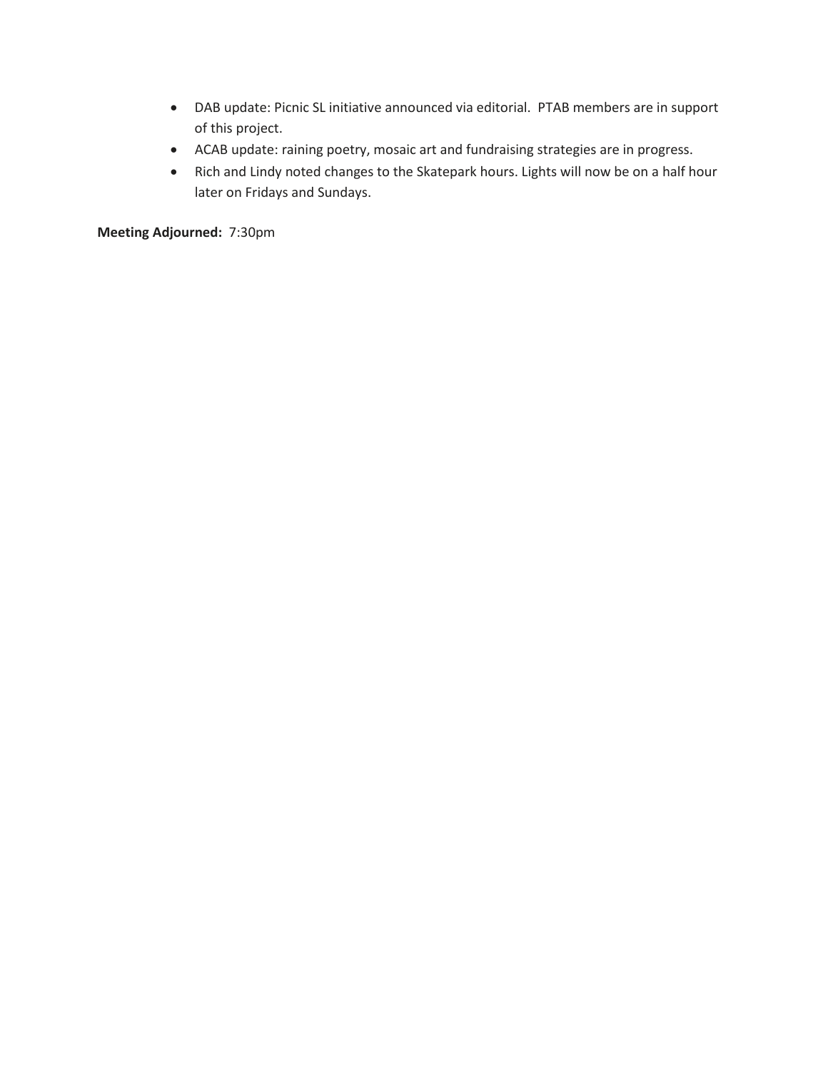- DAB update: Picnic SL initiative announced via editorial. PTAB members are in support of this project.
- ACAB update: raining poetry, mosaic art and fundraising strategies are in progress.
- Rich and Lindy noted changes to the Skatepark hours. Lights will now be on a half hour later on Fridays and Sundays.

**Meeting Adjourned:** 7:30pm